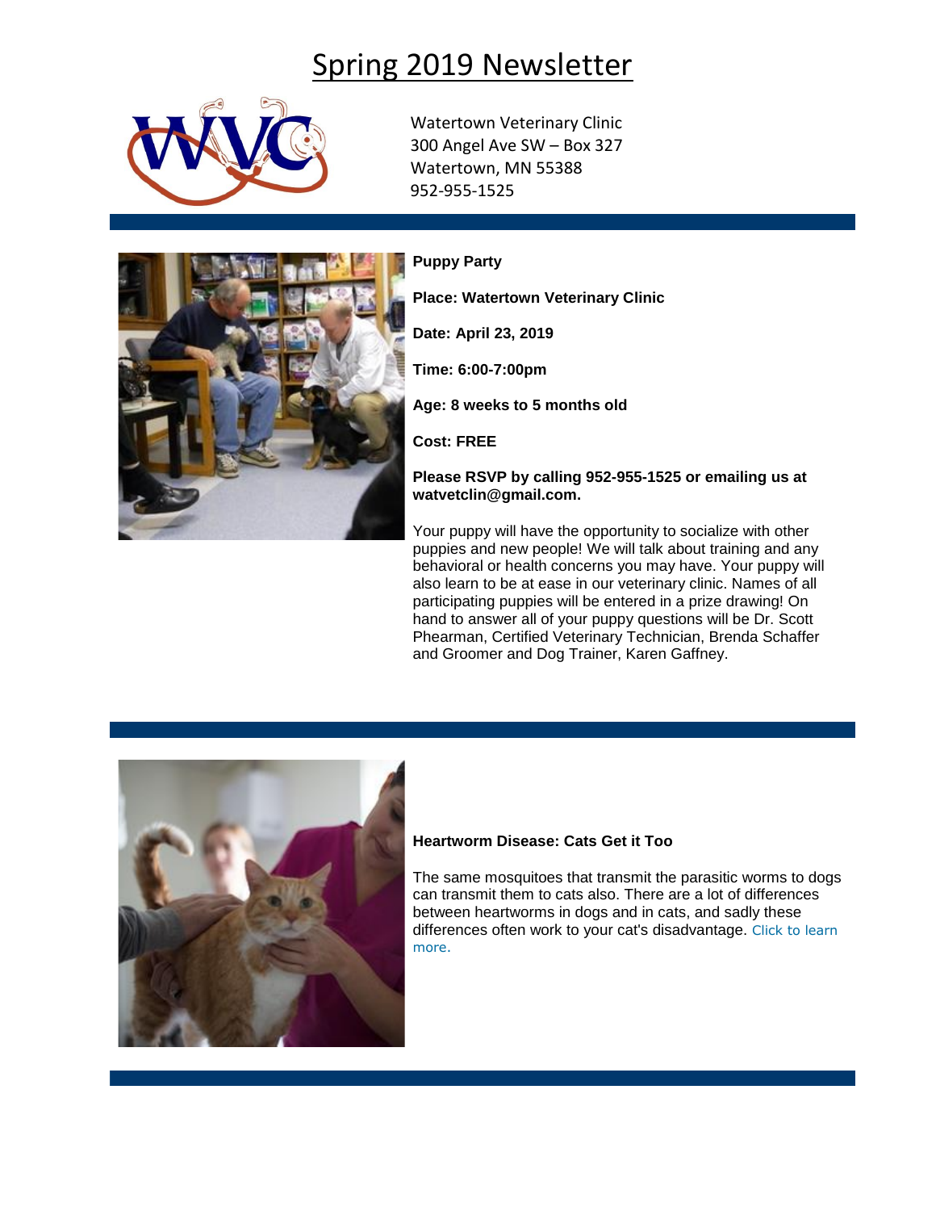# Spring 2019 Newsletter

Watertown Veterinary Clinic
300 Angel Ave SW – Box 327
Watertown, MN 55388
952-955-1525

**Puppy Party**

**Place: Watertown Veterinary Clinic**

**Date: April 23, 2019**

**Time: 6:00-7:00pm**

**Age: 8 weeks to 5 months old**

**Cost: FREE**

**Please RSVP by calling 952-955-1525 or emailing us at watvetclin@gmail.com.**

Your puppy will have the opportunity to socialize with other puppies and new people! We will talk about training and any behavioral or health concerns you may have. Your puppy will also learn to be at ease in our veterinary clinic. Names of all participating puppies will be entered in a prize drawing! On hand to answer all of your puppy questions will be Dr. Scott Phearman, Certified Veterinary Technician, Brenda Schaffer and Groomer and Dog Trainer, Karen Gaffney.

**Heartworm Disease: Cats Get it Too**

The same mosquitoes that transmit the parasitic worms to dogs can transmit them to cats also. There are a lot of differences between heartworms in dogs and in cats, and sadly these differences often work to your cat's disadvantage. Click to learn more.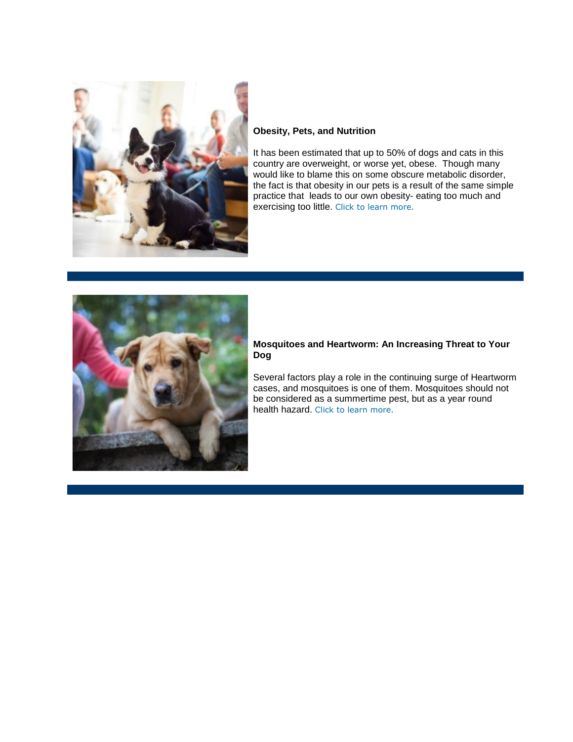**Obesity, Pets, and Nutrition**

It has been estimated that up to 50% of dogs and cats in this country are overweight, or worse yet, obese. Though many would like to blame this on some obscure metabolic disorder, the fact is that obesity in our pets is a result of the same simple practice that leads to our own obesity- eating too much and exercising too little. Click to learn more.

---

**Mosquitoes and Heartworm: An Increasing Threat to Your Dog**

Several factors play a role in the continuing surge of Heartworm cases, and mosquitoes is one of them. Mosquitoes should not be considered as a summertime pest, but as a year round health hazard. Click to learn more.

---